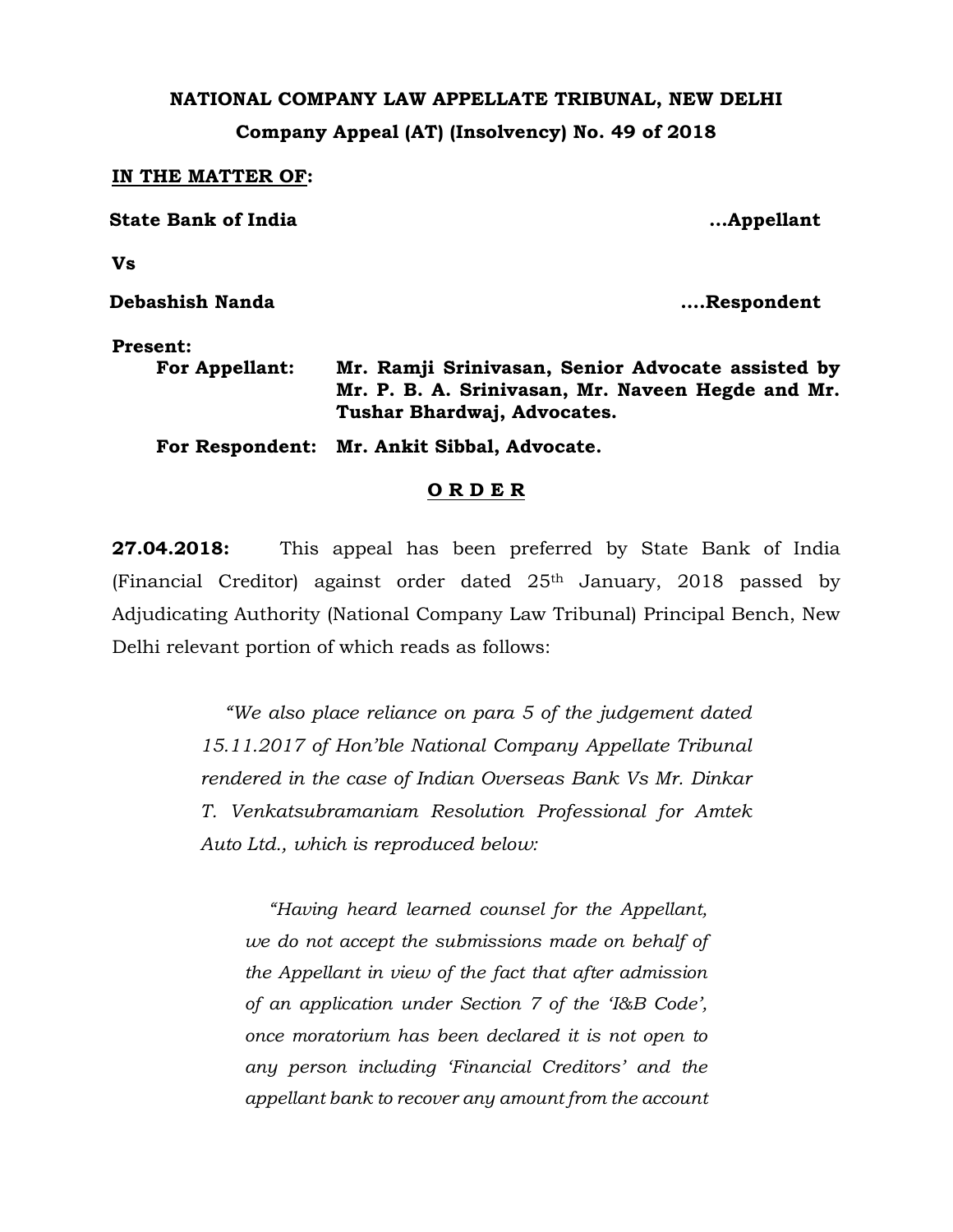**NATIONAL COMPANY LAW APPELLATE TRIBUNAL, NEW DELHI**

**Company Appeal (AT) (Insolvency) No. 49 of 2018**

**IN THE MATTER OF:**

**State Bank of India** ...**Appellant**

**Vs**

**Debashish Nanda** ....**Respondent**

**Present:**

**For Appellant:** **Mr. Ramji Srinivasan, Senior Advocate assisted by Mr. P. B. A. Srinivasan, Mr. Naveen Hegde and Mr. Tushar Bhardwaj, Advocates.**

**For Respondent:** **Mr. Ankit Sibbal, Advocate.**

**O R D E R**

**27.04.2018:** This appeal has been preferred by State Bank of India (Financial Creditor) against order dated 25th January, 2018 passed by Adjudicating Authority (National Company Law Tribunal) Principal Bench, New Delhi relevant portion of which reads as follows:

> *"We also place reliance on para 5 of the judgement dated 15.11.2017 of Hon'ble National Company Appellate Tribunal rendered in the case of Indian Overseas Bank Vs Mr. Dinkar T. Venkatsubramaniam Resolution Professional for Amtek Auto Ltd., which is reproduced below:*
>
> > *"Having heard learned counsel for the Appellant, we do not accept the submissions made on behalf of the Appellant in view of the fact that after admission of an application under Section 7 of the 'I&B Code', once moratorium has been declared it is not open to any person including 'Financial Creditors' and the appellant bank to recover any amount from the account*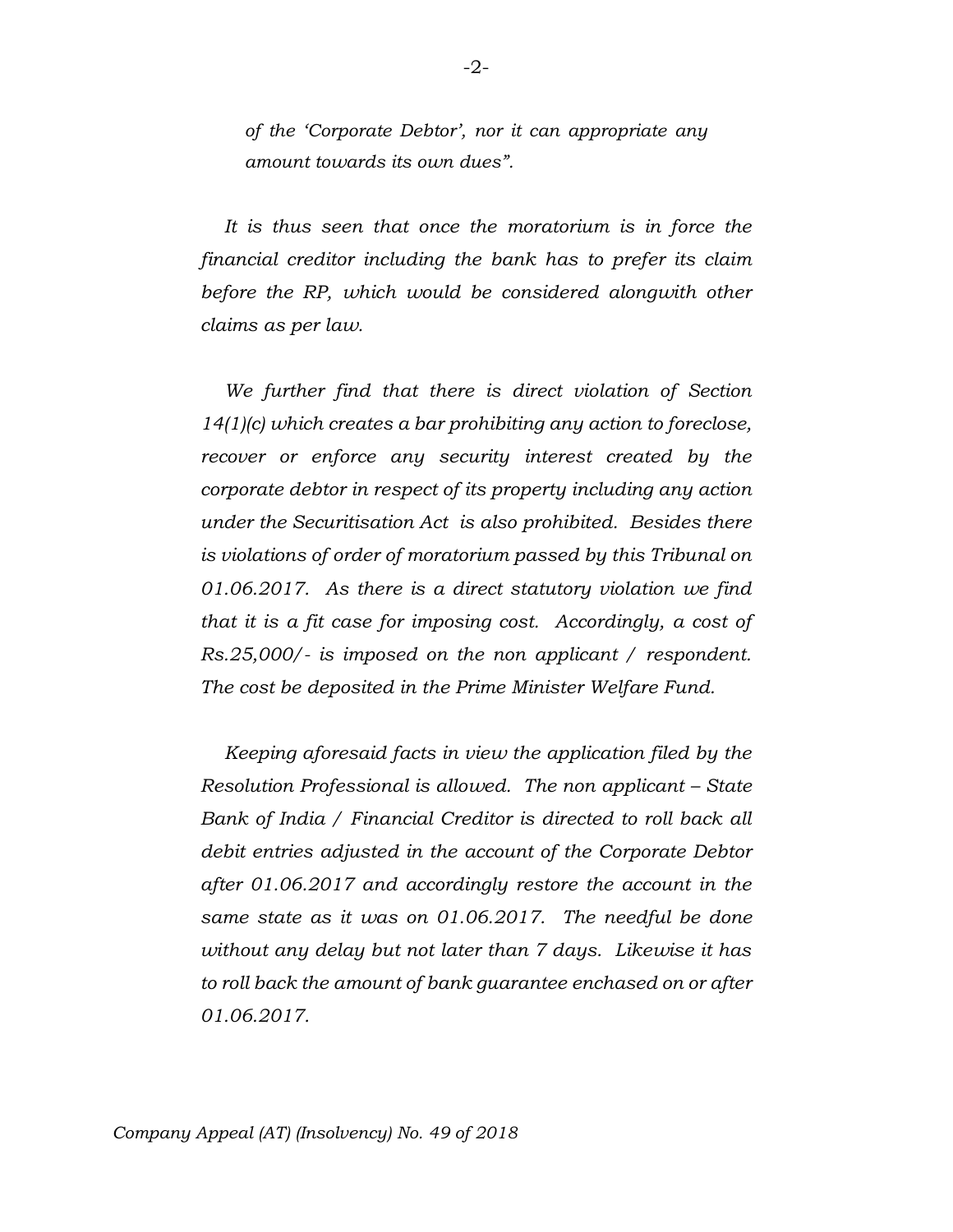*of the 'Corporate Debtor', nor it can appropriate any amount towards its own dues".*

*It is thus seen that once the moratorium is in force the financial creditor including the bank has to prefer its claim before the RP, which would be considered alongwith other claims as per law.*

*We further find that there is direct violation of Section 14(1)(c) which creates a bar prohibiting any action to foreclose, recover or enforce any security interest created by the corporate debtor in respect of its property including any action under the Securitisation Act is also prohibited. Besides there is violations of order of moratorium passed by this Tribunal on 01.06.2017. As there is a direct statutory violation we find that it is a fit case for imposing cost. Accordingly, a cost of Rs.25,000/- is imposed on the non applicant / respondent. The cost be deposited in the Prime Minister Welfare Fund.*

*Keeping aforesaid facts in view the application filed by the Resolution Professional is allowed. The non applicant – State Bank of India / Financial Creditor is directed to roll back all debit entries adjusted in the account of the Corporate Debtor after 01.06.2017 and accordingly restore the account in the same state as it was on 01.06.2017. The needful be done without any delay but not later than 7 days. Likewise it has to roll back the amount of bank guarantee enchased on or after 01.06.2017.*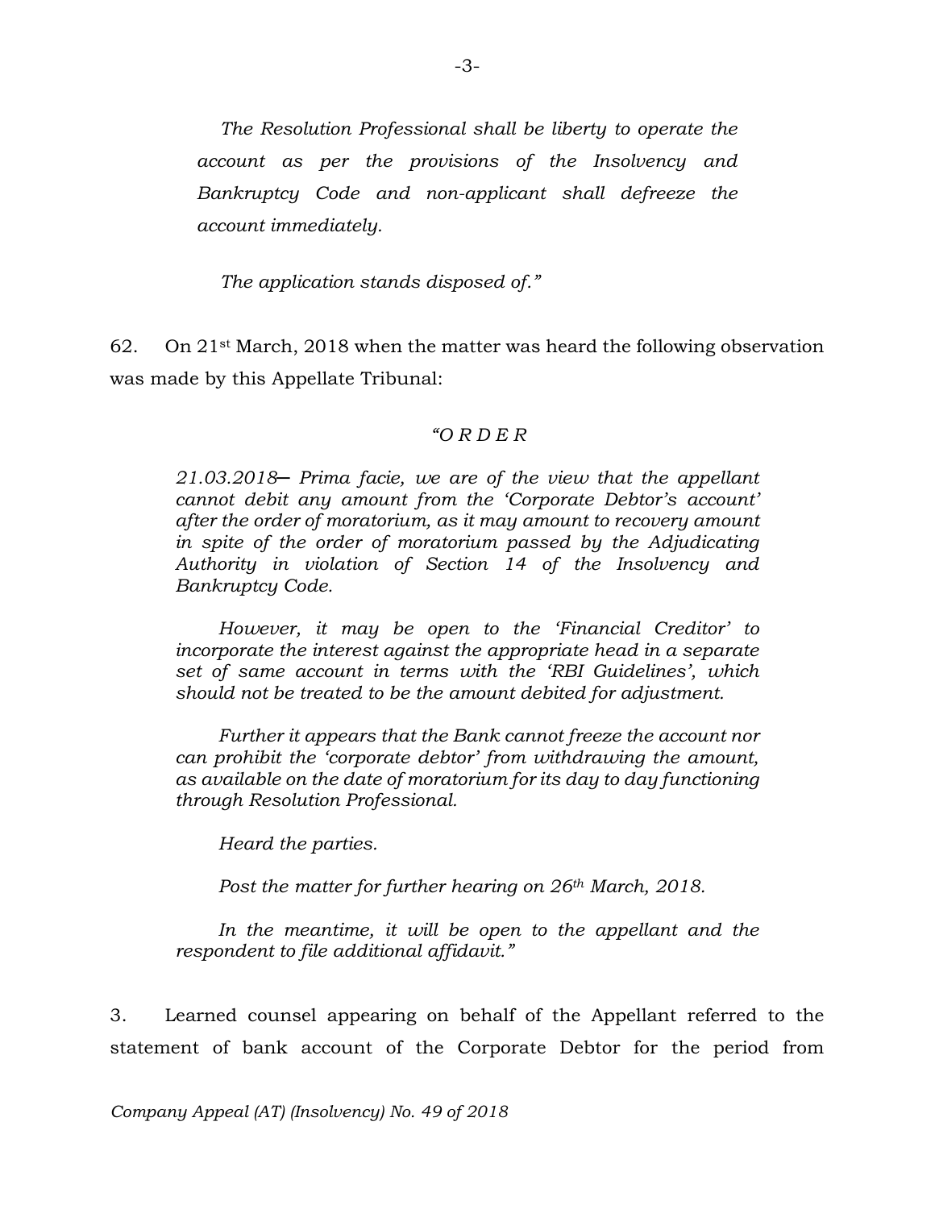*The Resolution Professional shall be liberty to operate the account as per the provisions of the Insolvency and Bankruptcy Code and non-applicant shall defreeze the account immediately.*

*The application stands disposed of."*

62. On 21st March, 2018 when the matter was heard the following observation was made by this Appellate Tribunal:

*"O R D E R*

*21.03.2018– Prima facie, we are of the view that the appellant cannot debit any amount from the 'Corporate Debtor's account' after the order of moratorium, as it may amount to recovery amount in spite of the order of moratorium passed by the Adjudicating Authority in violation of Section 14 of the Insolvency and Bankruptcy Code.*

*However, it may be open to the 'Financial Creditor' to incorporate the interest against the appropriate head in a separate set of same account in terms with the 'RBI Guidelines', which should not be treated to be the amount debited for adjustment.*

*Further it appears that the Bank cannot freeze the account nor can prohibit the 'corporate debtor' from withdrawing the amount, as available on the date of moratorium for its day to day functioning through Resolution Professional.*

*Heard the parties.*

*Post the matter for further hearing on 26th March, 2018.*

*In the meantime, it will be open to the appellant and the respondent to file additional affidavit."*

3. Learned counsel appearing on behalf of the Appellant referred to the statement of bank account of the Corporate Debtor for the period from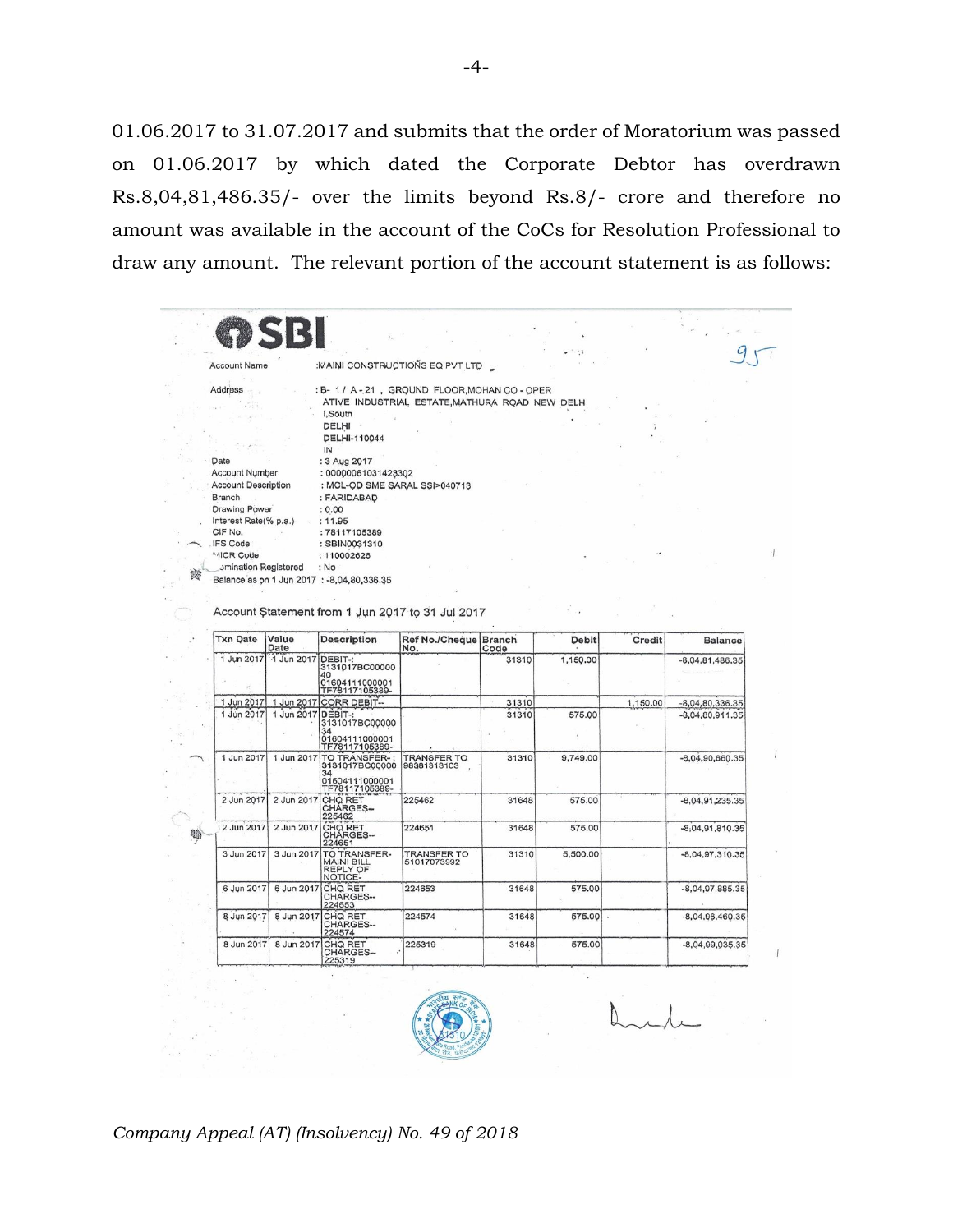01.06.2017 to 31.07.2017 and submits that the order of Moratorium was passed on 01.06.2017 by which dated the Corporate Debtor has overdrawn Rs.8,04,81,486.35/- over the limits beyond Rs.8/- crore and therefore no amount was available in the account of the CoCs for Resolution Professional to draw any amount. The relevant portion of the account statement is as follows:

**SBI**

Account Name :MAINI CONSTRUCTIONS EQ PVT LTD

Address : B- 1 / A - 21 , GROUND FLOOR,MOHAN CO - OPERATIVE INDUSTRIAL ESTATE,MATHURA ROAD NEW DELHI,South DELHI DELHI-110044 IN

Date : 3 Aug 2017

Account Number : 00000061031423302

Account Description : MCL-OD SME SARAL SSI>040713

Branch : FARIDABAD

Drawing Power : 0.00

Interest Rate(% p.a.) : 11.95

CIF No. : 78117105389

IFS Code : SBIN0031310

MICR Code : 110002626

Nomination Registered : No

Balance as on 1 Jun 2017 : -8,04,80,336.35

Account Statement from 1 Jun 2017 to 31 Jul 2017

| Txn Date | Value Date | Description | Ref No./Cheque No. | Branch Code | Debit | Credit | Balance |
|---|---|---|---|---|---|---|---|
| 1 Jun 2017 | 1 Jun 2017 | DEBIT-: 3131017BC0000040 01604111000001 TF78117105389- | | 31310 | 1,150.00 | | -8,04,81,486.35 |
| 1 Jun 2017 | 1 Jun 2017 | CORR DEBIT-- | | 31310 | | 1,150.00 | -8,04,80,336.35 |
| 1 Jun 2017 | 1 Jun 2017 | DEBIT-: 3131017BC0000034 01604111000001 TF78117105389- | | 31310 | 575.00 | | -8,04,80,911.35 |
| 1 Jun 2017 | 1 Jun 2017 | TO TRANSFER- : 3131017BC0000034 01604111000001 TF78117105389- | TRANSFER TO 98381313103 | 31310 | 9,749.00 | | -8,04,90,660.35 |
| 2 Jun 2017 | 2 Jun 2017 | CHQ RET CHARGES-- 225462 | 225462 | 31648 | 575.00 | | -8,04,91,235.35 |
| 2 Jun 2017 | 2 Jun 2017 | CHQ RET CHARGES-- 224651 | 224651 | 31648 | 575.00 | | -8,04,91,810.35 |
| 3 Jun 2017 | 3 Jun 2017 | TO TRANSFER- MAINI BILL REPLY OF NOTICE- | TRANSFER TO 51017073992 | 31310 | 5,500.00 | | -8,04,97,310.35 |
| 6 Jun 2017 | 6 Jun 2017 | CHQ RET CHARGES-- 224653 | 224653 | 31648 | 575.00 | | -8,04,97,885.35 |
| 8 Jun 2017 | 8 Jun 2017 | CHQ RET CHARGES-- 224574 | 224574 | 31648 | 575.00 | | -8,04,98,460.35 |
| 8 Jun 2017 | 8 Jun 2017 | CHQ RET CHARGES-- 225319 | 225319 | 31648 | 575.00 | | -8,04,99,035.35 |

*Company Appeal (AT) (Insolvency) No. 49 of 2018*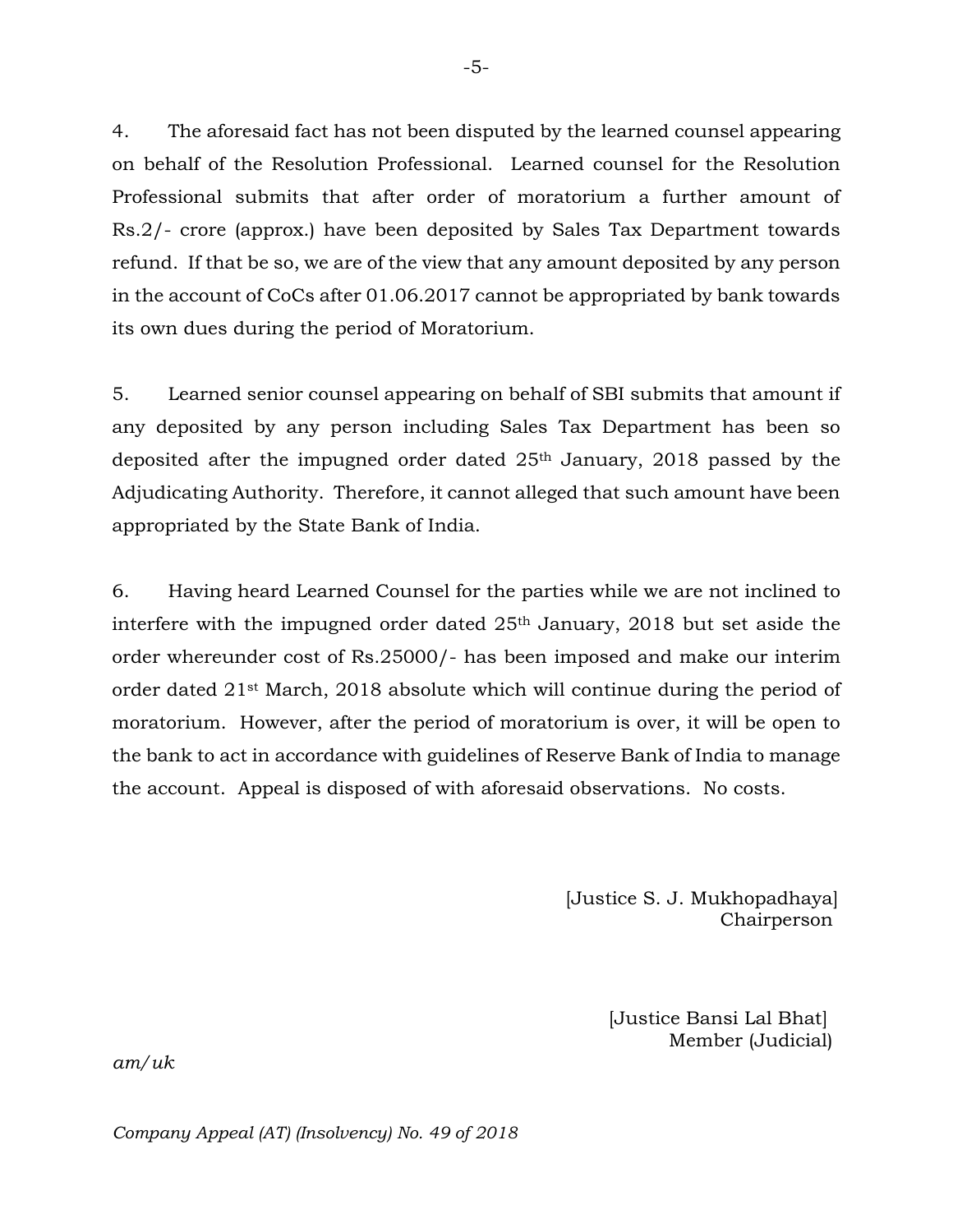4. The aforesaid fact has not been disputed by the learned counsel appearing on behalf of the Resolution Professional. Learned counsel for the Resolution Professional submits that after order of moratorium a further amount of Rs.2/- crore (approx.) have been deposited by Sales Tax Department towards refund. If that be so, we are of the view that any amount deposited by any person in the account of CoCs after 01.06.2017 cannot be appropriated by bank towards its own dues during the period of Moratorium.

5. Learned senior counsel appearing on behalf of SBI submits that amount if any deposited by any person including Sales Tax Department has been so deposited after the impugned order dated 25th January, 2018 passed by the Adjudicating Authority. Therefore, it cannot alleged that such amount have been appropriated by the State Bank of India.

6. Having heard Learned Counsel for the parties while we are not inclined to interfere with the impugned order dated 25th January, 2018 but set aside the order whereunder cost of Rs.25000/- has been imposed and make our interim order dated 21st March, 2018 absolute which will continue during the period of moratorium. However, after the period of moratorium is over, it will be open to the bank to act in accordance with guidelines of Reserve Bank of India to manage the account. Appeal is disposed of with aforesaid observations. No costs.

[Justice S. J. Mukhopadhaya]
Chairperson

[Justice Bansi Lal Bhat]
Member (Judicial)

*am/uk*

*Company Appeal (AT) (Insolvency) No. 49 of 2018*